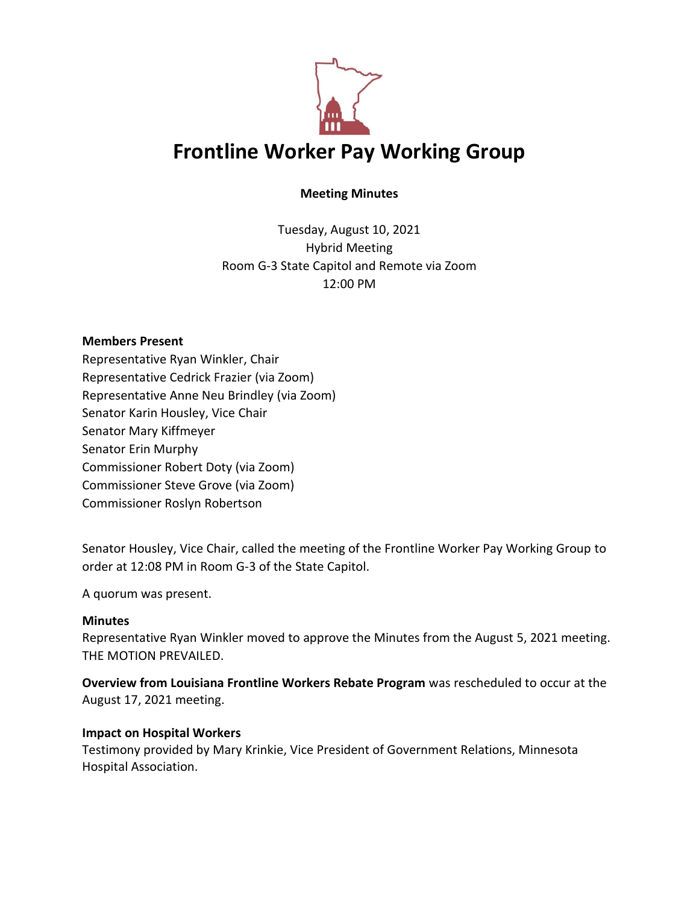# Frontline Worker Pay Working Group

**Meeting Minutes**

Tuesday, August 10, 2021
Hybrid Meeting
Room G-3 State Capitol and Remote via Zoom
12:00 PM

**Members Present**
Representative Ryan Winkler, Chair
Representative Cedrick Frazier (via Zoom)
Representative Anne Neu Brindley (via Zoom)
Senator Karin Housley, Vice Chair
Senator Mary Kiffmeyer
Senator Erin Murphy
Commissioner Robert Doty (via Zoom)
Commissioner Steve Grove (via Zoom)
Commissioner Roslyn Robertson

Senator Housley, Vice Chair, called the meeting of the Frontline Worker Pay Working Group to order at 12:08 PM in Room G-3 of the State Capitol.

A quorum was present.

**Minutes**
Representative Ryan Winkler moved to approve the Minutes from the August 5, 2021 meeting. THE MOTION PREVAILED.

**Overview from Louisiana Frontline Workers Rebate Program** was rescheduled to occur at the August 17, 2021 meeting.

**Impact on Hospital Workers**
Testimony provided by Mary Krinkie, Vice President of Government Relations, Minnesota Hospital Association.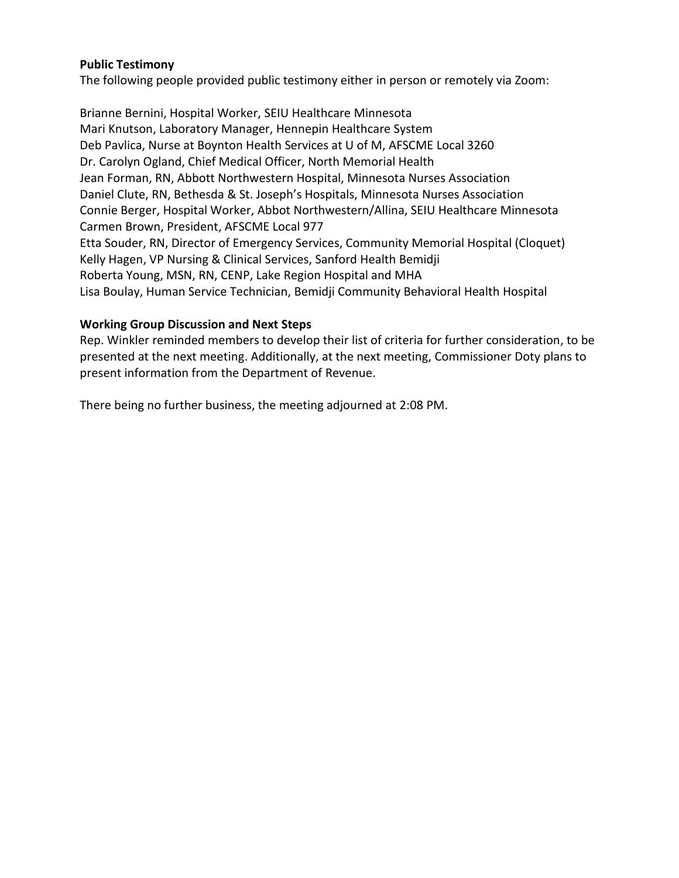**Public Testimony**

The following people provided public testimony either in person or remotely via Zoom:

Brianne Bernini, Hospital Worker, SEIU Healthcare Minnesota
Mari Knutson, Laboratory Manager, Hennepin Healthcare System
Deb Pavlica, Nurse at Boynton Health Services at U of M, AFSCME Local 3260
Dr. Carolyn Ogland, Chief Medical Officer, North Memorial Health
Jean Forman, RN, Abbott Northwestern Hospital, Minnesota Nurses Association
Daniel Clute, RN, Bethesda & St. Joseph's Hospitals, Minnesota Nurses Association
Connie Berger, Hospital Worker, Abbot Northwestern/Allina, SEIU Healthcare Minnesota
Carmen Brown, President, AFSCME Local 977
Etta Souder, RN, Director of Emergency Services, Community Memorial Hospital (Cloquet)
Kelly Hagen, VP Nursing & Clinical Services, Sanford Health Bemidji
Roberta Young, MSN, RN, CENP, Lake Region Hospital and MHA
Lisa Boulay, Human Service Technician, Bemidji Community Behavioral Health Hospital

**Working Group Discussion and Next Steps**

Rep. Winkler reminded members to develop their list of criteria for further consideration, to be presented at the next meeting. Additionally, at the next meeting, Commissioner Doty plans to present information from the Department of Revenue.

There being no further business, the meeting adjourned at 2:08 PM.